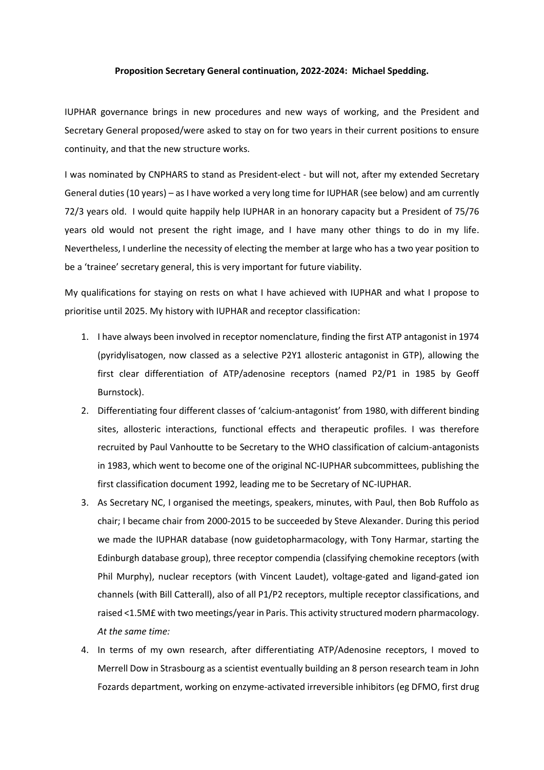**Proposition Secretary General continuation, 2022-2024: Michael Spedding.**

IUPHAR governance brings in new procedures and new ways of working, and the President and Secretary General proposed/were asked to stay on for two years in their current positions to ensure continuity, and that the new structure works.

I was nominated by CNPHARS to stand as President-elect - but will not, after my extended Secretary General duties (10 years) – as I have worked a very long time for IUPHAR (see below) and am currently 72/3 years old. I would quite happily help IUPHAR in an honorary capacity but a President of 75/76 years old would not present the right image, and I have many other things to do in my life. Nevertheless, I underline the necessity of electing the member at large who has a two year position to be a 'trainee' secretary general, this is very important for future viability.

My qualifications for staying on rests on what I have achieved with IUPHAR and what I propose to prioritise until 2025. My history with IUPHAR and receptor classification:

1. I have always been involved in receptor nomenclature, finding the first ATP antagonist in 1974 (pyridylisatogen, now classed as a selective P2Y1 allosteric antagonist in GTP), allowing the first clear differentiation of ATP/adenosine receptors (named P2/P1 in 1985 by Geoff Burnstock).
2. Differentiating four different classes of 'calcium-antagonist' from 1980, with different binding sites, allosteric interactions, functional effects and therapeutic profiles. I was therefore recruited by Paul Vanhoutte to be Secretary to the WHO classification of calcium-antagonists in 1983, which went to become one of the original NC-IUPHAR subcommittees, publishing the first classification document 1992, leading me to be Secretary of NC-IUPHAR.
3. As Secretary NC, I organised the meetings, speakers, minutes, with Paul, then Bob Ruffolo as chair; I became chair from 2000-2015 to be succeeded by Steve Alexander. During this period we made the IUPHAR database (now guidetopharmacology, with Tony Harmar, starting the Edinburgh database group), three receptor compendia (classifying chemokine receptors (with Phil Murphy), nuclear receptors (with Vincent Laudet), voltage-gated and ligand-gated ion channels (with Bill Catterall), also of all P1/P2 receptors, multiple receptor classifications, and raised <1.5M£ with two meetings/year in Paris. This activity structured modern pharmacology.
*At the same time:*
4. In terms of my own research, after differentiating ATP/Adenosine receptors, I moved to Merrell Dow in Strasbourg as a scientist eventually building an 8 person research team in John Fozards department, working on enzyme-activated irreversible inhibitors (eg DFMO, first drug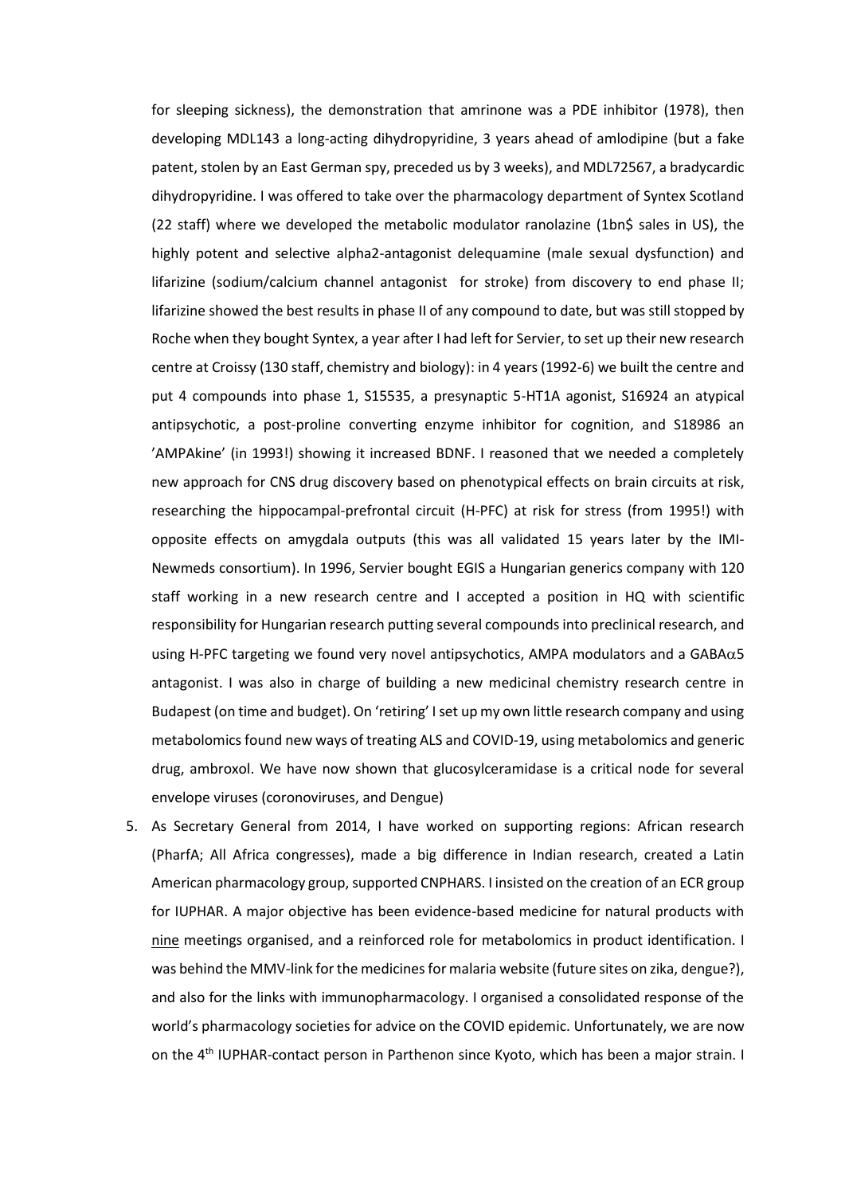for sleeping sickness), the demonstration that amrinone was a PDE inhibitor (1978), then developing MDL143 a long-acting dihydropyridine, 3 years ahead of amlodipine (but a fake patent, stolen by an East German spy, preceded us by 3 weeks), and MDL72567, a bradycardic dihydropyridine. I was offered to take over the pharmacology department of Syntex Scotland (22 staff) where we developed the metabolic modulator ranolazine (1bn$ sales in US), the highly potent and selective alpha2-antagonist delequamine (male sexual dysfunction) and lifarizine (sodium/calcium channel antagonist for stroke) from discovery to end phase II; lifarizine showed the best results in phase II of any compound to date, but was still stopped by Roche when they bought Syntex, a year after I had left for Servier, to set up their new research centre at Croissy (130 staff, chemistry and biology): in 4 years (1992-6) we built the centre and put 4 compounds into phase 1, S15535, a presynaptic 5-HT1A agonist, S16924 an atypical antipsychotic, a post-proline converting enzyme inhibitor for cognition, and S18986 an 'AMPAkine' (in 1993!) showing it increased BDNF. I reasoned that we needed a completely new approach for CNS drug discovery based on phenotypical effects on brain circuits at risk, researching the hippocampal-prefrontal circuit (H-PFC) at risk for stress (from 1995!) with opposite effects on amygdala outputs (this was all validated 15 years later by the IMI-Newmeds consortium). In 1996, Servier bought EGIS a Hungarian generics company with 120 staff working in a new research centre and I accepted a position in HQ with scientific responsibility for Hungarian research putting several compounds into preclinical research, and using H-PFC targeting we found very novel antipsychotics, AMPA modulators and a GABA$\alpha$5 antagonist. I was also in charge of building a new medicinal chemistry research centre in Budapest (on time and budget). On 'retiring' I set up my own little research company and using metabolomics found new ways of treating ALS and COVID-19, using metabolomics and generic drug, ambroxol. We have now shown that glucosylceramidase is a critical node for several envelope viruses (coronoviruses, and Dengue)

5. As Secretary General from 2014, I have worked on supporting regions: African research (PharfA; All Africa congresses), made a big difference in Indian research, created a Latin American pharmacology group, supported CNPHARS. I insisted on the creation of an ECR group for IUPHAR. A major objective has been evidence-based medicine for natural products with <u>nine</u> meetings organised, and a reinforced role for metabolomics in product identification. I was behind the MMV-link for the medicines for malaria website (future sites on zika, dengue?), and also for the links with immunopharmacology. I organised a consolidated response of the world's pharmacology societies for advice on the COVID epidemic. Unfortunately, we are now on the 4th IUPHAR-contact person in Parthenon since Kyoto, which has been a major strain. I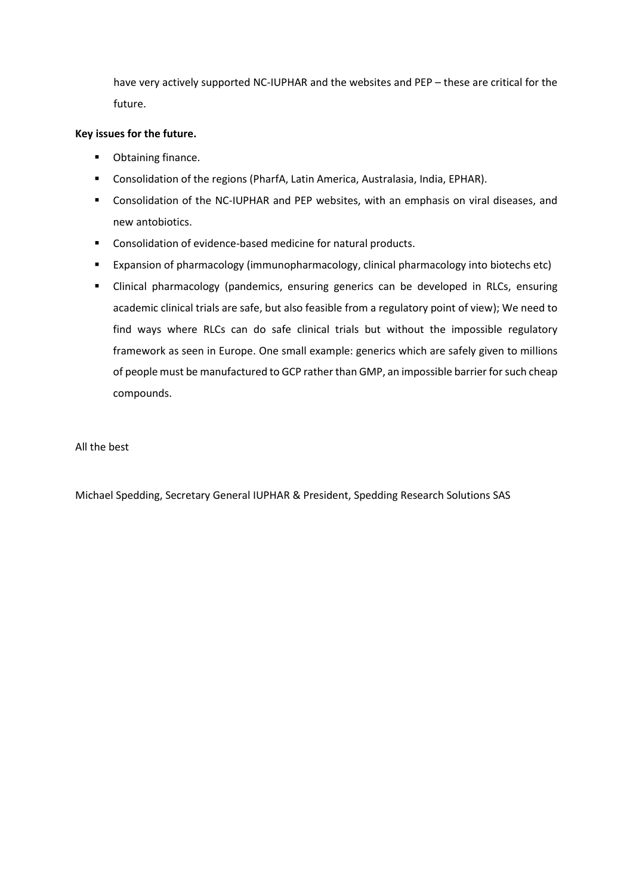have very actively supported NC-IUPHAR and the websites and PEP – these are critical for the future.

**Key issues for the future.**

- Obtaining finance.
- Consolidation of the regions (PharfA, Latin America, Australasia, India, EPHAR).
- Consolidation of the NC-IUPHAR and PEP websites, with an emphasis on viral diseases, and new antobiotics.
- Consolidation of evidence-based medicine for natural products.
- Expansion of pharmacology (immunopharmacology, clinical pharmacology into biotechs etc)
- Clinical pharmacology (pandemics, ensuring generics can be developed in RLCs, ensuring academic clinical trials are safe, but also feasible from a regulatory point of view); We need to find ways where RLCs can do safe clinical trials but without the impossible regulatory framework as seen in Europe. One small example: generics which are safely given to millions of people must be manufactured to GCP rather than GMP, an impossible barrier for such cheap compounds.

All the best

Michael Spedding, Secretary General IUPHAR & President, Spedding Research Solutions SAS